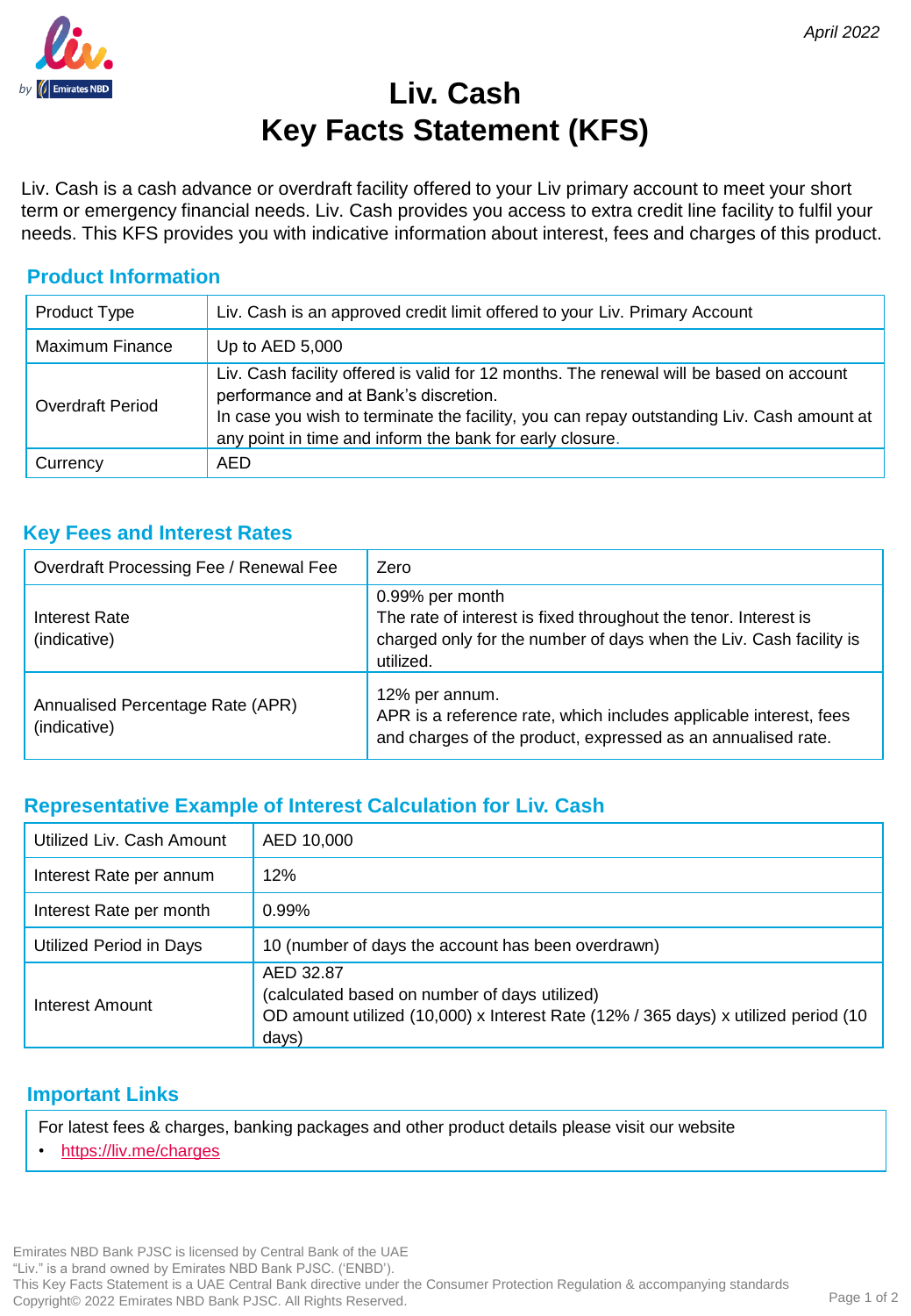*April 2022*

# Liv. Cash
# Key Facts Statement (KFS)

Liv. Cash is a cash advance or overdraft facility offered to your Liv primary account to meet your short term or emergency financial needs. Liv. Cash provides you access to extra credit line facility to fulfil your needs. This KFS provides you with indicative information about interest, fees and charges of this product.

## Product Information

| | |
|---|---|
| Product Type | Liv. Cash is an approved credit limit offered to your Liv. Primary Account |
| Maximum Finance | Up to AED 5,000 |
| Overdraft Period | Liv. Cash facility offered is valid for 12 months. The renewal will be based on account performance and at Bank's discretion.<br>In case you wish to terminate the facility, you can repay outstanding Liv. Cash amount at any point in time and inform the bank for early closure. |
| Currency | AED |

## Key Fees and Interest Rates

| | |
|---|---|
| Overdraft Processing Fee / Renewal Fee | Zero |
| Interest Rate (indicative) | 0.99% per month<br>The rate of interest is fixed throughout the tenor. Interest is charged only for the number of days when the Liv. Cash facility is utilized. |
| Annualised Percentage Rate (APR) (indicative) | 12% per annum.<br>APR is a reference rate, which includes applicable interest, fees and charges of the product, expressed as an annualised rate. |

## Representative Example of Interest Calculation for Liv. Cash

| | |
|---|---|
| Utilized Liv. Cash Amount | AED 10,000 |
| Interest Rate per annum | 12% |
| Interest Rate per month | 0.99% |
| Utilized Period in Days | 10 (number of days the account has been overdrawn) |
| Interest Amount | AED 32.87<br>(calculated based on number of days utilized)<br>OD amount utilized (10,000) x Interest Rate (12% / 365 days) x utilized period (10 days) |

## Important Links

For latest fees & charges, banking packages and other product details please visit our website

- https://liv.me/charges

Emirates NBD Bank PJSC is licensed by Central Bank of the UAE
"Liv." is a brand owned by Emirates NBD Bank PJSC. ('ENBD').
This Key Facts Statement is a UAE Central Bank directive under the Consumer Protection Regulation & accompanying standards
Copyright© 2022 Emirates NBD Bank PJSC. All Rights Reserved.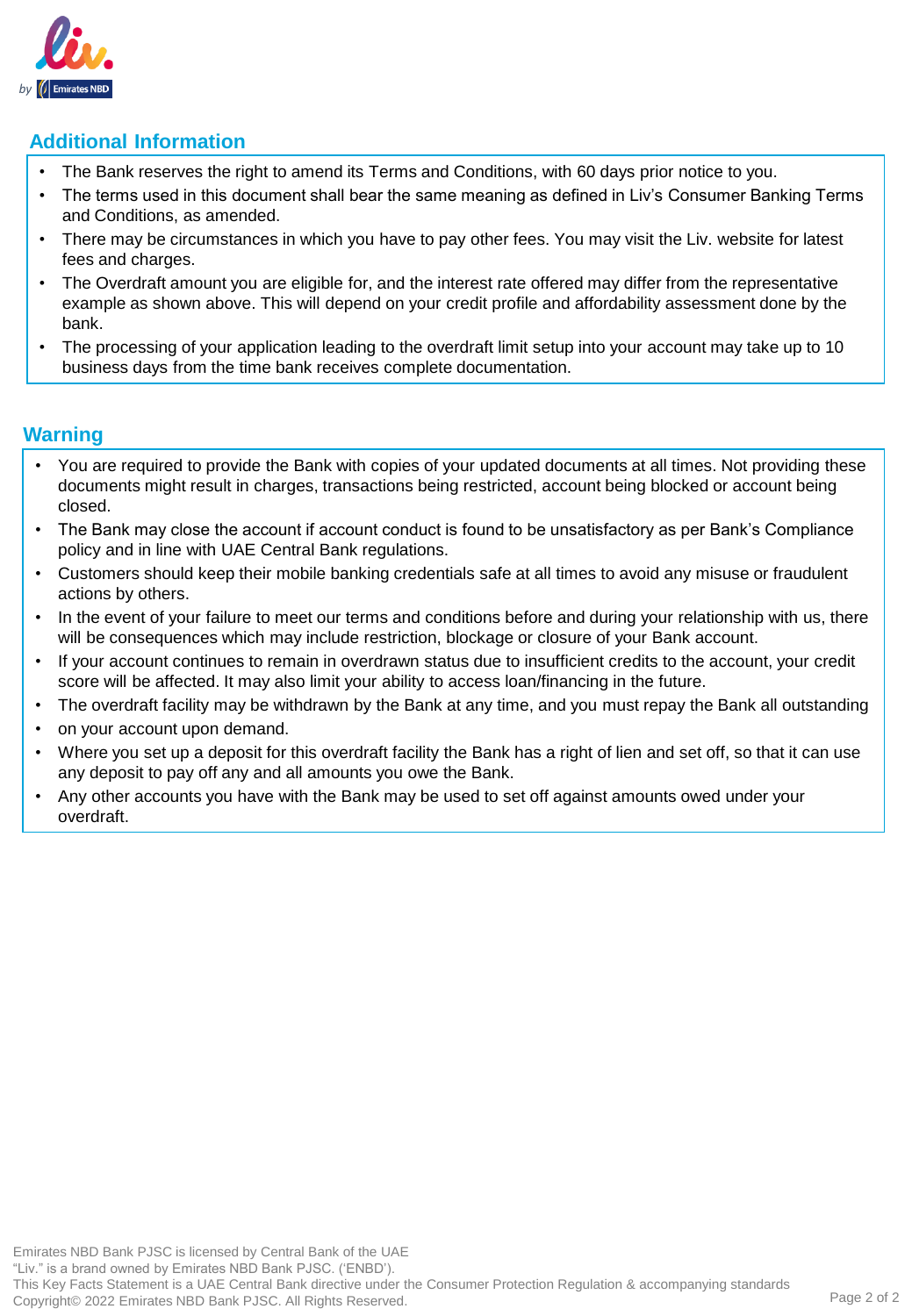## Additional Information

- The Bank reserves the right to amend its Terms and Conditions, with 60 days prior notice to you.
- The terms used in this document shall bear the same meaning as defined in Liv's Consumer Banking Terms and Conditions, as amended.
- There may be circumstances in which you have to pay other fees. You may visit the Liv. website for latest fees and charges.
- The Overdraft amount you are eligible for, and the interest rate offered may differ from the representative example as shown above. This will depend on your credit profile and affordability assessment done by the bank.
- The processing of your application leading to the overdraft limit setup into your account may take up to 10 business days from the time bank receives complete documentation.

## Warning

- You are required to provide the Bank with copies of your updated documents at all times. Not providing these documents might result in charges, transactions being restricted, account being blocked or account being closed.
- The Bank may close the account if account conduct is found to be unsatisfactory as per Bank's Compliance policy and in line with UAE Central Bank regulations.
- Customers should keep their mobile banking credentials safe at all times to avoid any misuse or fraudulent actions by others.
- In the event of your failure to meet our terms and conditions before and during your relationship with us, there will be consequences which may include restriction, blockage or closure of your Bank account.
- If your account continues to remain in overdrawn status due to insufficient credits to the account, your credit score will be affected. It may also limit your ability to access loan/financing in the future.
- The overdraft facility may be withdrawn by the Bank at any time, and you must repay the Bank all outstanding
- on your account upon demand.
- Where you set up a deposit for this overdraft facility the Bank has a right of lien and set off, so that it can use any deposit to pay off any and all amounts you owe the Bank.
- Any other accounts you have with the Bank may be used to set off against amounts owed under your overdraft.

Emirates NBD Bank PJSC is licensed by Central Bank of the UAE
"Liv." is a brand owned by Emirates NBD Bank PJSC. ('ENBD').
This Key Facts Statement is a UAE Central Bank directive under the Consumer Protection Regulation & accompanying standards
Copyright© 2022 Emirates NBD Bank PJSC. All Rights Reserved.